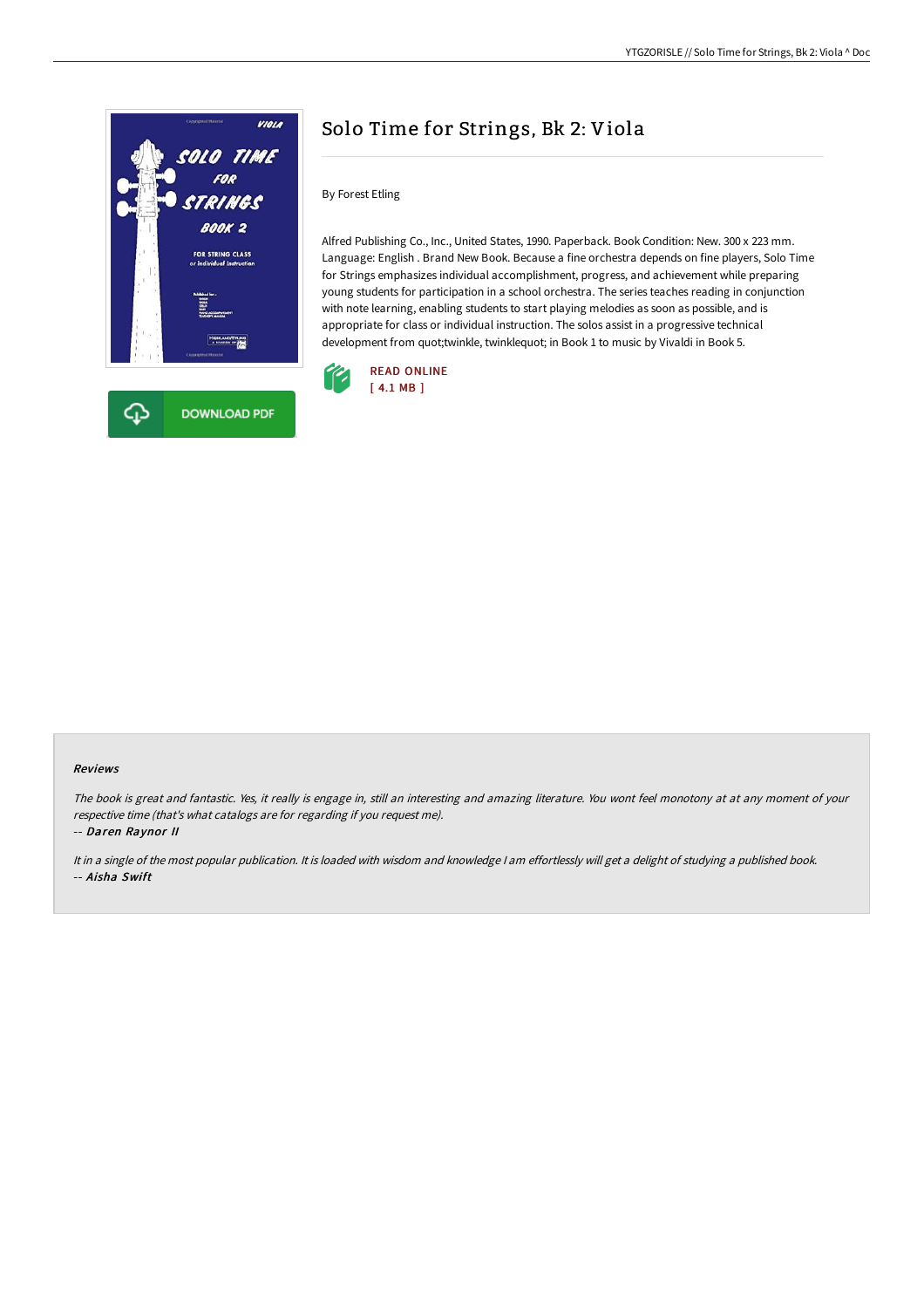# Solo Time for Strings, Bk 2: Viola

By Forest Etling

Alfred Publishing Co., Inc., United States, 1990. Paperback. Book Condition: New. 300 x 223 mm. Language: English . Brand New Book. Because a fine orchestra depends on fine players, Solo Time for Strings emphasizes individual accomplishment, progress, and achievement while preparing young students for participation in a school orchestra. The series teaches reading in conjunction with note learning, enabling students to start playing melodies as soon as possible, and is appropriate for class or individual instruction. The solos assist in a progressive technical development from quot;twinkle, twinklequot; in Book 1 to music by Vivaldi in Book 5.

READ ONLINE
[ 4.1 MB ]

DOWNLOAD PDF

### Reviews

*The book is great and fantastic. Yes, it really is engage in, still an interesting and amazing literature. You wont feel monotony at at any moment of your respective time (that's what catalogs are for regarding if you request me).*

*-- Daren Raynor II*

*It in a single of the most popular publication. It is loaded with wisdom and knowledge I am effortlessly will get a delight of studying a published book.*

*-- Aisha Swift*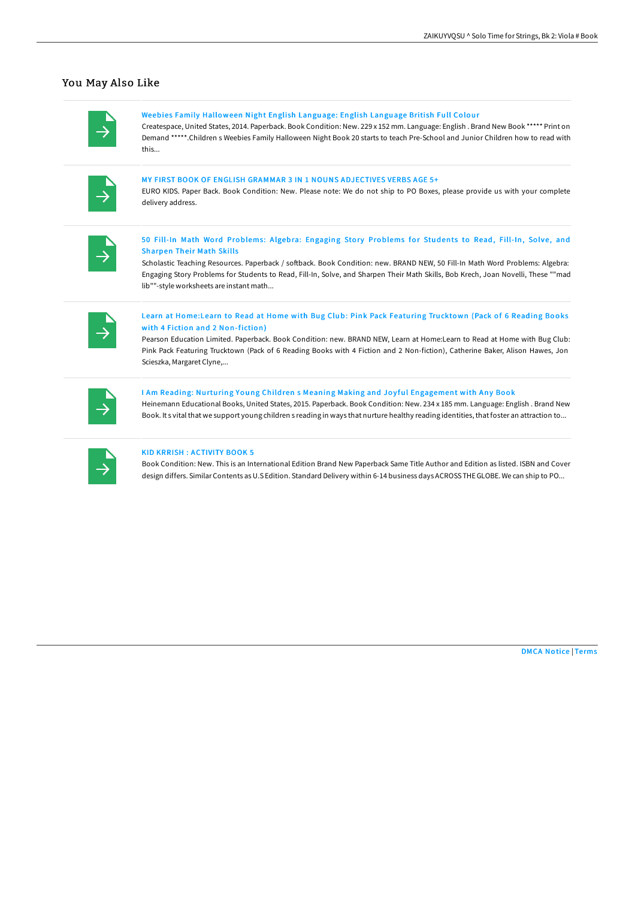## You May Also Like

**Weebies Family Halloween Night English Language: English Language British Full Colour**

Createspace, United States, 2014. Paperback. Book Condition: New. 229 x 152 mm. Language: English . Brand New Book ***** Print on Demand *****.Children s Weebies Family Halloween Night Book 20 starts to teach Pre-School and Junior Children how to read with this...

**MY FIRST BOOK OF ENGLISH GRAMMAR 3 IN 1 NOUNS ADJECTIVES VERBS AGE 5+**

EURO KIDS. Paper Back. Book Condition: New. Please note: We do not ship to PO Boxes, please provide us with your complete delivery address.

**50 Fill-In Math Word Problems: Algebra: Engaging Story Problems for Students to Read, Fill-In, Solve, and Sharpen Their Math Skills**

Scholastic Teaching Resources. Paperback / softback. Book Condition: new. BRAND NEW, 50 Fill-In Math Word Problems: Algebra: Engaging Story Problems for Students to Read, Fill-In, Solve, and Sharpen Their Math Skills, Bob Krech, Joan Novelli, These ""mad lib""-style worksheets are instant math...

**Learn at Home:Learn to Read at Home with Bug Club: Pink Pack Featuring Trucktown (Pack of 6 Reading Books with 4 Fiction and 2 Non-fiction)**

Pearson Education Limited. Paperback. Book Condition: new. BRAND NEW, Learn at Home:Learn to Read at Home with Bug Club: Pink Pack Featuring Trucktown (Pack of 6 Reading Books with 4 Fiction and 2 Non-fiction), Catherine Baker, Alison Hawes, Jon Scieszka, Margaret Clyne,...

**I Am Reading: Nurturing Young Children s Meaning Making and Joyful Engagement with Any Book**

Heinemann Educational Books, United States, 2015. Paperback. Book Condition: New. 234 x 185 mm. Language: English . Brand New Book. It s vital that we support young children s reading in ways that nurture healthy reading identities, that foster an attraction to...

**KID KRRISH : ACTIVITY BOOK 5**

Book Condition: New. This is an International Edition Brand New Paperback Same Title Author and Edition as listed. ISBN and Cover design differs. Similar Contents as U.S Edition. Standard Delivery within 6-14 business days ACROSS THE GLOBE. We can ship to PO...

DMCA Notice | Terms